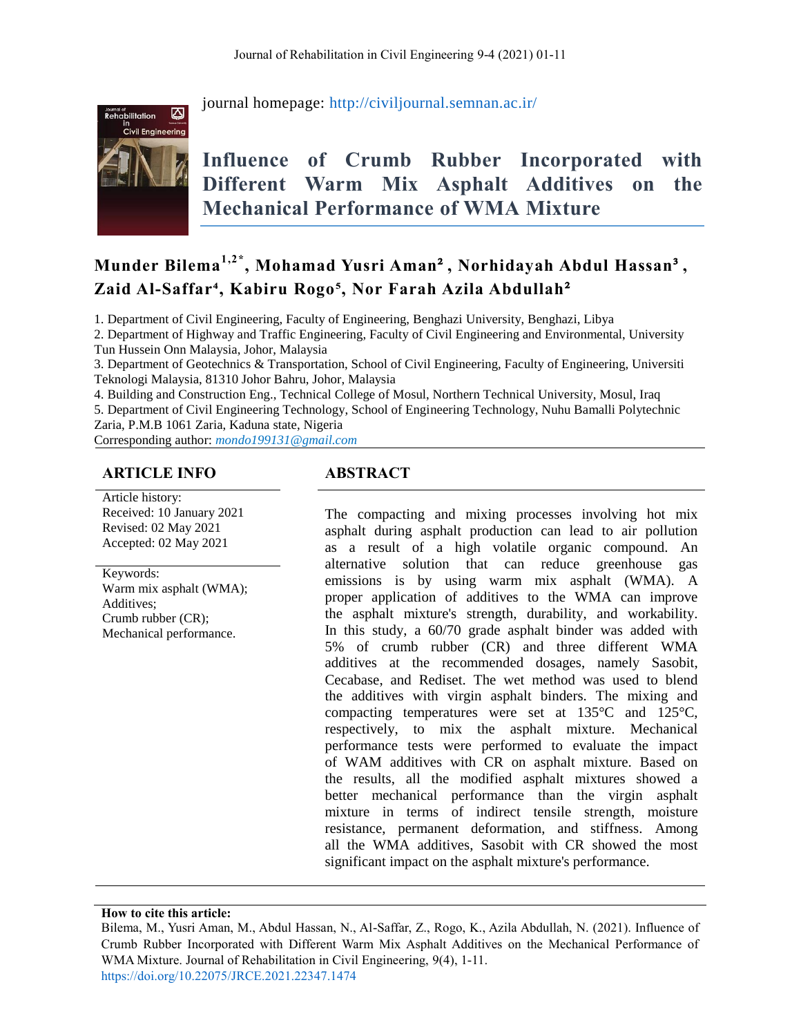journal homepage: http://civiljournal.semnan.ac.ir/

# Influence of Crumb Rubber Incorporated with Different Warm Mix Asphalt Additives on the Mechanical Performance of WMA Mixture

**Munder Bilema[1,2*], Mohamad Yusri Aman[2], Norhidayah Abdul Hassan[3], Zaid Al-Saffar[4], Kabiru Rogo[5], Nor Farah Azila Abdullah[2]**

1. Department of Civil Engineering, Faculty of Engineering, Benghazi University, Benghazi, Libya
2. Department of Highway and Traffic Engineering, Faculty of Civil Engineering and Environmental, University Tun Hussein Onn Malaysia, Johor, Malaysia
3. Department of Geotechnics & Transportation, School of Civil Engineering, Faculty of Engineering, Universiti Teknologi Malaysia, 81310 Johor Bahru, Johor, Malaysia
4. Building and Construction Eng., Technical College of Mosul, Northern Technical University, Mosul, Iraq
5. Department of Civil Engineering Technology, School of Engineering Technology, Nuhu Bamalli Polytechnic Zaria, P.M.B 1061 Zaria, Kaduna state, Nigeria

Corresponding author: *mondo199131@gmail.com*

## ARTICLE INFO

Article history:
Received: 10 January 2021
Revised: 02 May 2021
Accepted: 02 May 2021

Keywords:
Warm mix asphalt (WMA);
Additives;
Crumb rubber (CR);
Mechanical performance.

## ABSTRACT

The compacting and mixing processes involving hot mix asphalt during asphalt production can lead to air pollution as a result of a high volatile organic compound. An alternative solution that can reduce greenhouse gas emissions is by using warm mix asphalt (WMA). A proper application of additives to the WMA can improve the asphalt mixture's strength, durability, and workability. In this study, a 60/70 grade asphalt binder was added with 5% of crumb rubber (CR) and three different WMA additives at the recommended dosages, namely Sasobit, Cecabase, and Rediset. The wet method was used to blend the additives with virgin asphalt binders. The mixing and compacting temperatures were set at 135°C and 125°C, respectively, to mix the asphalt mixture. Mechanical performance tests were performed to evaluate the impact of WAM additives with CR on asphalt mixture. Based on the results, all the modified asphalt mixtures showed a better mechanical performance than the virgin asphalt mixture in terms of indirect tensile strength, moisture resistance, permanent deformation, and stiffness. Among all the WMA additives, Sasobit with CR showed the most significant impact on the asphalt mixture's performance.

**How to cite this article:**
Bilema, M., Yusri Aman, M., Abdul Hassan, N., Al-Saffar, Z., Rogo, K., Azila Abdullah, N. (2021). Influence of Crumb Rubber Incorporated with Different Warm Mix Asphalt Additives on the Mechanical Performance of WMA Mixture. Journal of Rehabilitation in Civil Engineering, 9(4), 1-11.
https://doi.org/10.22075/JRCE.2021.22347.1474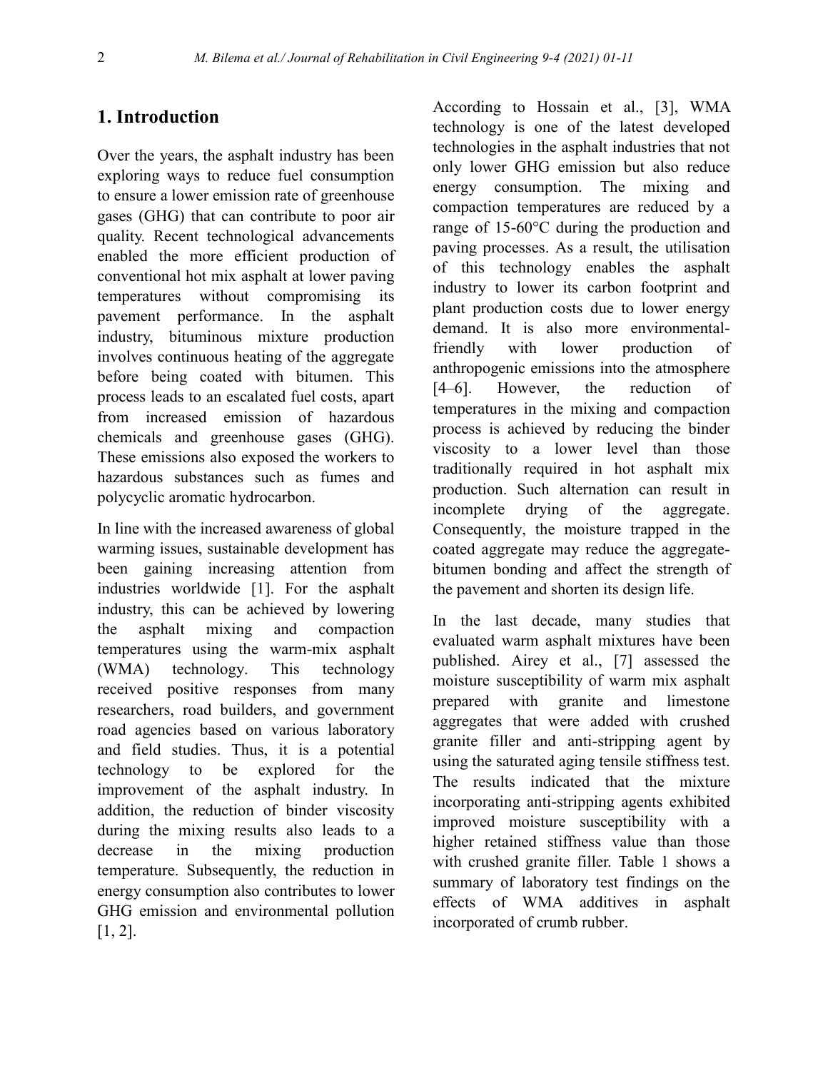## 1. Introduction

Over the years, the asphalt industry has been exploring ways to reduce fuel consumption to ensure a lower emission rate of greenhouse gases (GHG) that can contribute to poor air quality. Recent technological advancements enabled the more efficient production of conventional hot mix asphalt at lower paving temperatures without compromising its pavement performance. In the asphalt industry, bituminous mixture production involves continuous heating of the aggregate before being coated with bitumen. This process leads to an escalated fuel costs, apart from increased emission of hazardous chemicals and greenhouse gases (GHG). These emissions also exposed the workers to hazardous substances such as fumes and polycyclic aromatic hydrocarbon.

In line with the increased awareness of global warming issues, sustainable development has been gaining increasing attention from industries worldwide [1]. For the asphalt industry, this can be achieved by lowering the asphalt mixing and compaction temperatures using the warm-mix asphalt (WMA) technology. This technology received positive responses from many researchers, road builders, and government road agencies based on various laboratory and field studies. Thus, it is a potential technology to be explored for the improvement of the asphalt industry. In addition, the reduction of binder viscosity during the mixing results also leads to a decrease in the mixing production temperature. Subsequently, the reduction in energy consumption also contributes to lower GHG emission and environmental pollution [1, 2].

According to Hossain et al., [3], WMA technology is one of the latest developed technologies in the asphalt industries that not only lower GHG emission but also reduce energy consumption. The mixing and compaction temperatures are reduced by a range of 15-60°C during the production and paving processes. As a result, the utilisation of this technology enables the asphalt industry to lower its carbon footprint and plant production costs due to lower energy demand. It is also more environmental-friendly with lower production of anthropogenic emissions into the atmosphere [4–6]. However, the reduction of temperatures in the mixing and compaction process is achieved by reducing the binder viscosity to a lower level than those traditionally required in hot asphalt mix production. Such alternation can result in incomplete drying of the aggregate. Consequently, the moisture trapped in the coated aggregate may reduce the aggregate-bitumen bonding and affect the strength of the pavement and shorten its design life.

In the last decade, many studies that evaluated warm asphalt mixtures have been published. Airey et al., [7] assessed the moisture susceptibility of warm mix asphalt prepared with granite and limestone aggregates that were added with crushed granite filler and anti-stripping agent by using the saturated aging tensile stiffness test. The results indicated that the mixture incorporating anti-stripping agents exhibited improved moisture susceptibility with a higher retained stiffness value than those with crushed granite filler. Table 1 shows a summary of laboratory test findings on the effects of WMA additives in asphalt incorporated of crumb rubber.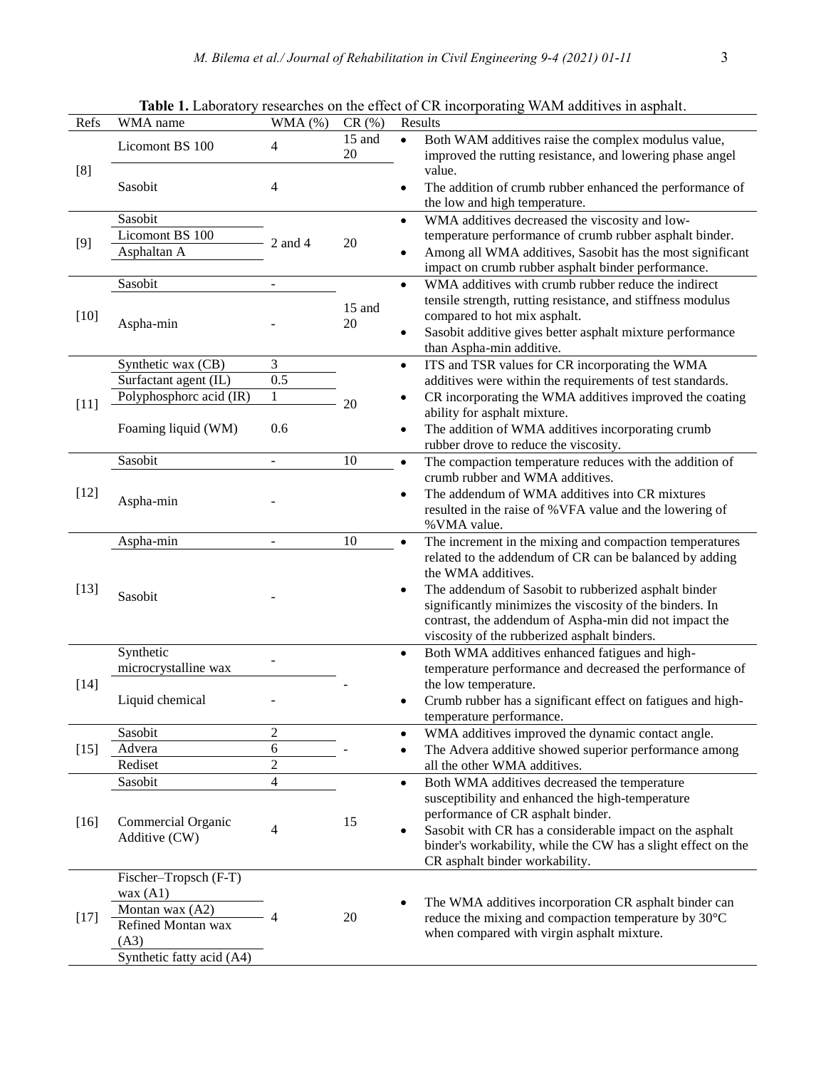**Table 1.** Laboratory researches on the effect of CR incorporating WAM additives in asphalt.

| Refs | WMA name | WMA (%) | CR (%) | Results |
|---|---|---|---|---|
| [8] | Licomont BS 100 | 4 | 15 and 20 | • Both WAM additives raise the complex modulus value, improved the rutting resistance, and lowering phase angel value.<br>• The addition of crumb rubber enhanced the performance of the low and high temperature. |
| | Sasobit | 4 | | |
| [9] | Sasobit | 2 and 4 | 20 | • WMA additives decreased the viscosity and low-temperature performance of crumb rubber asphalt binder.<br>• Among all WMA additives, Sasobit has the most significant impact on crumb rubber asphalt binder performance. |
| | Licomont BS 100 | | | |
| | Asphaltan A | | | |
| [10] | Sasobit | - | 15 and 20 | • WMA additives with crumb rubber reduce the indirect tensile strength, rutting resistance, and stiffness modulus compared to hot mix asphalt.<br>• Sasobit additive gives better asphalt mixture performance than Aspha-min additive. |
| | Aspha-min | - | | |
| [11] | Synthetic wax (CB) | 3 | 20 | • ITS and TSR values for CR incorporating the WMA additives were within the requirements of test standards.<br>• CR incorporating the WMA additives improved the coating ability for asphalt mixture.<br>• The addition of WMA additives incorporating crumb rubber drove to reduce the viscosity. |
| | Surfactant agent (IL) | 0.5 | | |
| | Polyphosphorc acid (IR) | 1 | | |
| | Foaming liquid (WM) | 0.6 | | |
| [12] | Sasobit | - | 10 | • The compaction temperature reduces with the addition of crumb rubber and WMA additives.<br>• The addendum of WMA additives into CR mixtures resulted in the raise of %VFA value and the lowering of %VMA value. |
| | Aspha-min | - | | |
| [13] | Aspha-min | - | 10 | • The increment in the mixing and compaction temperatures related to the addendum of CR can be balanced by adding the WMA additives.<br>• The addendum of Sasobit to rubberized asphalt binder significantly minimizes the viscosity of the binders. In contrast, the addendum of Aspha-min did not impact the viscosity of the rubberized asphalt binders. |
| | Sasobit | - | | |
| [14] | Synthetic microcrystalline wax | - | - | • Both WMA additives enhanced fatigues and high-temperature performance and decreased the performance of the low temperature.<br>• Crumb rubber has a significant effect on fatigues and high-temperature performance. |
| | Liquid chemical | - | | |
| [15] | Sasobit | 2 | - | • WMA additives improved the dynamic contact angle.<br>• The Advera additive showed superior performance among all the other WMA additives. |
| | Advera | 6 | | |
| | Rediset | 2 | | |
| [16] | Sasobit | 4 | 15 | • Both WMA additives decreased the temperature susceptibility and enhanced the high-temperature performance of CR asphalt binder.<br>• Sasobit with CR has a considerable impact on the asphalt binder's workability, while the CW has a slight effect on the CR asphalt binder workability. |
| | Commercial Organic Additive (CW) | 4 | | |
| [17] | Fischer–Tropsch (F-T) wax (A1) | 4 | 20 | • The WMA additives incorporation CR asphalt binder can reduce the mixing and compaction temperature by 30°C when compared with virgin asphalt mixture. |
| | Montan wax (A2) | | | |
| | Refined Montan wax (A3) | | | |
| | Synthetic fatty acid (A4) | | | |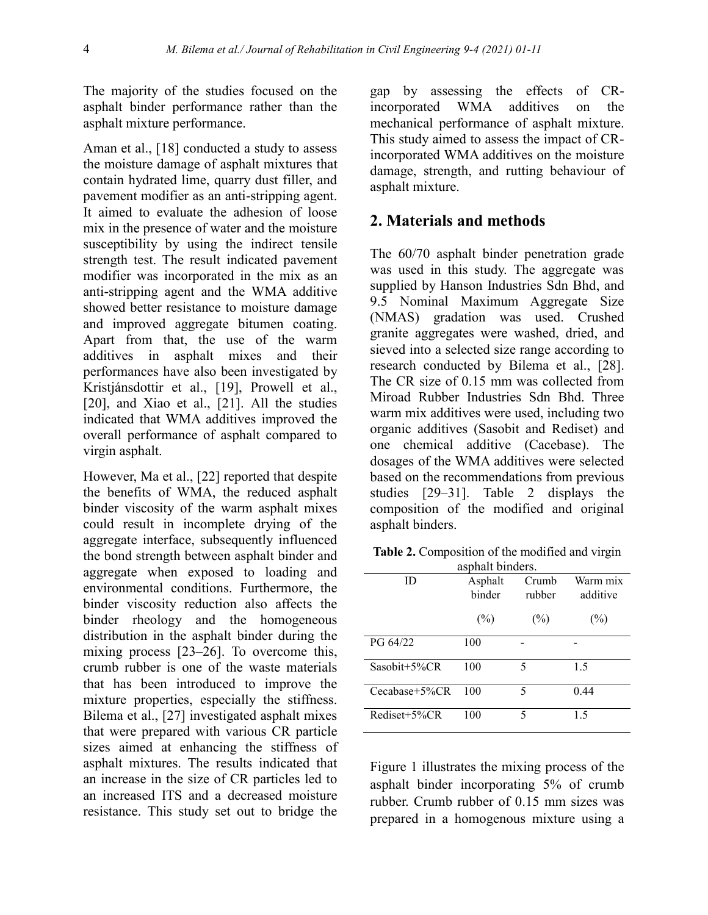The majority of the studies focused on the asphalt binder performance rather than the asphalt mixture performance.

Aman et al., [18] conducted a study to assess the moisture damage of asphalt mixtures that contain hydrated lime, quarry dust filler, and pavement modifier as an anti-stripping agent. It aimed to evaluate the adhesion of loose mix in the presence of water and the moisture susceptibility by using the indirect tensile strength test. The result indicated pavement modifier was incorporated in the mix as an anti-stripping agent and the WMA additive showed better resistance to moisture damage and improved aggregate bitumen coating. Apart from that, the use of the warm additives in asphalt mixes and their performances have also been investigated by Kristjánsdottir et al., [19], Prowell et al., [20], and Xiao et al., [21]. All the studies indicated that WMA additives improved the overall performance of asphalt compared to virgin asphalt.

However, Ma et al., [22] reported that despite the benefits of WMA, the reduced asphalt binder viscosity of the warm asphalt mixes could result in incomplete drying of the aggregate interface, subsequently influenced the bond strength between asphalt binder and aggregate when exposed to loading and environmental conditions. Furthermore, the binder viscosity reduction also affects the binder rheology and the homogeneous distribution in the asphalt binder during the mixing process [23–26]. To overcome this, crumb rubber is one of the waste materials that has been introduced to improve the mixture properties, especially the stiffness. Bilema et al., [27] investigated asphalt mixes that were prepared with various CR particle sizes aimed at enhancing the stiffness of asphalt mixtures. The results indicated that an increase in the size of CR particles led to an increased ITS and a decreased moisture resistance. This study set out to bridge the gap by assessing the effects of CR-incorporated WMA additives on the mechanical performance of asphalt mixture. This study aimed to assess the impact of CR-incorporated WMA additives on the moisture damage, strength, and rutting behaviour of asphalt mixture.

## 2. Materials and methods

The 60/70 asphalt binder penetration grade was used in this study. The aggregate was supplied by Hanson Industries Sdn Bhd, and 9.5 Nominal Maximum Aggregate Size (NMAS) gradation was used. Crushed granite aggregates were washed, dried, and sieved into a selected size range according to research conducted by Bilema et al., [28]. The CR size of 0.15 mm was collected from Miroad Rubber Industries Sdn Bhd. Three warm mix additives were used, including two organic additives (Sasobit and Rediset) and one chemical additive (Cecabase). The dosages of the WMA additives were selected based on the recommendations from previous studies [29–31]. Table 2 displays the composition of the modified and original asphalt binders.

**Table 2.** Composition of the modified and virgin asphalt binders.

| ID | Asphalt binder (%) | Crumb rubber (%) | Warm mix additive (%) |
|---|---|---|---|
| PG 64/22 | 100 | - | - |
| Sasobit+5%CR | 100 | 5 | 1.5 |
| Cecabase+5%CR | 100 | 5 | 0.44 |
| Rediset+5%CR | 100 | 5 | 1.5 |

Figure 1 illustrates the mixing process of the asphalt binder incorporating 5% of crumb rubber. Crumb rubber of 0.15 mm sizes was prepared in a homogenous mixture using a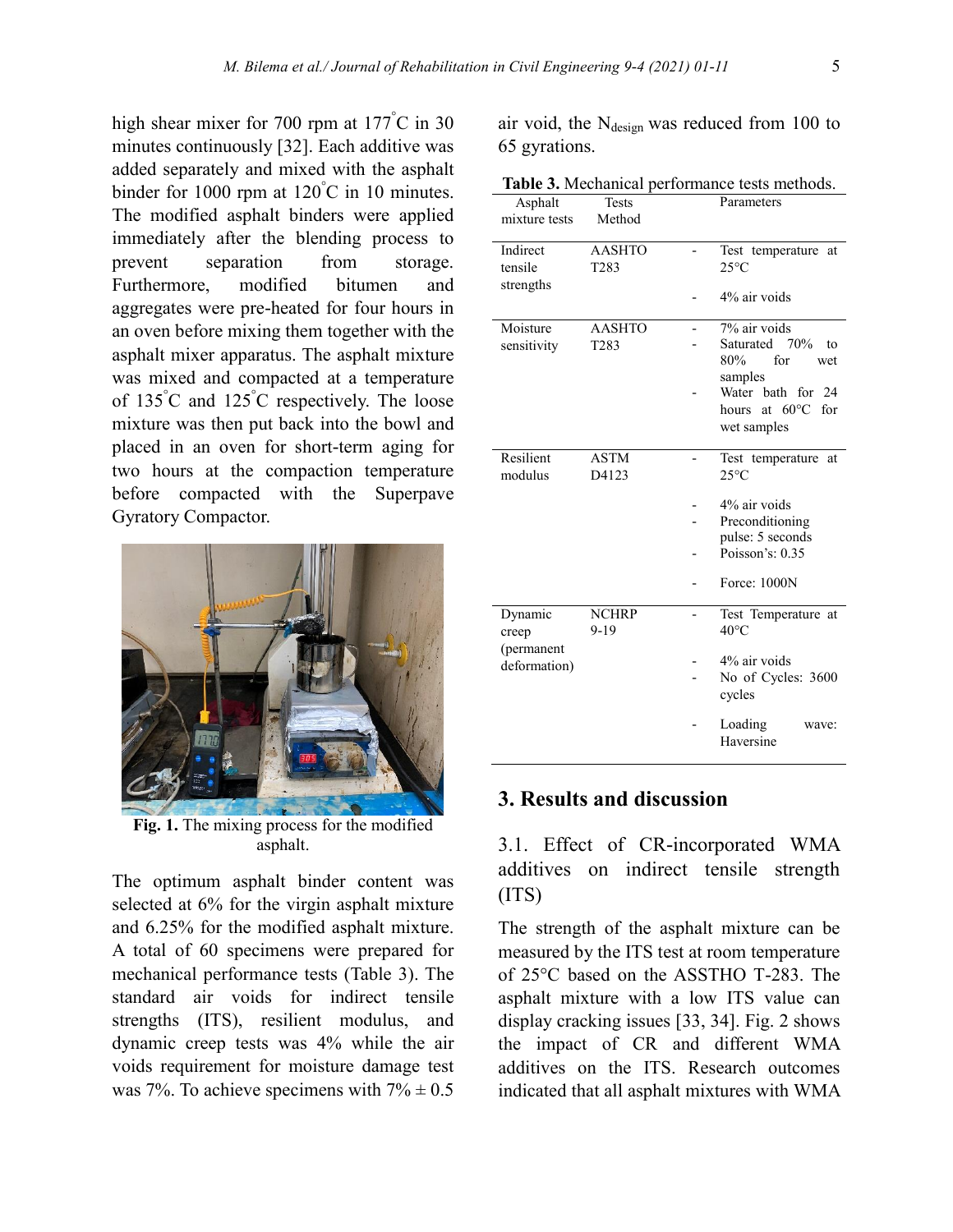high shear mixer for 700 rpm at 177°C in 30 minutes continuously [32]. Each additive was added separately and mixed with the asphalt binder for 1000 rpm at 120°C in 10 minutes. The modified asphalt binders were applied immediately after the blending process to prevent separation from storage. Furthermore, modified bitumen and aggregates were pre-heated for four hours in an oven before mixing them together with the asphalt mixer apparatus. The asphalt mixture was mixed and compacted at a temperature of 135°C and 125°C respectively. The loose mixture was then put back into the bowl and placed in an oven for short-term aging for two hours at the compaction temperature before compacted with the Superpave Gyratory Compactor.

**Fig. 1.** The mixing process for the modified asphalt.

The optimum asphalt binder content was selected at 6% for the virgin asphalt mixture and 6.25% for the modified asphalt mixture. A total of 60 specimens were prepared for mechanical performance tests (Table 3). The standard air voids for indirect tensile strengths (ITS), resilient modulus, and dynamic creep tests was 4% while the air voids requirement for moisture damage test was 7%. To achieve specimens with 7% ± 0.5 air void, the $N_{design}$ was reduced from 100 to 65 gyrations.

**Table 3.** Mechanical performance tests methods.

| Asphalt mixture tests | Tests Method | Parameters |
|---|---|---|
| Indirect tensile strengths | AASHTO T283 | - Test temperature at 25°C<br>- 4% air voids |
| Moisture sensitivity | AASHTO T283 | - 7% air voids<br>- Saturated 70% to 80% for wet samples<br>- Water bath for 24 hours at 60°C for wet samples |
| Resilient modulus | ASTM D4123 | - Test temperature at 25°C<br>- 4% air voids<br>- Preconditioning pulse: 5 seconds<br>- Poisson's: 0.35<br>- Force: 1000N |
| Dynamic creep (permanent deformation) | NCHRP 9-19 | - Test Temperature at 40°C<br>- 4% air voids<br>- No of Cycles: 3600 cycles<br>- Loading wave: Haversine |

## 3. Results and discussion

### 3.1. Effect of CR-incorporated WMA additives on indirect tensile strength (ITS)

The strength of the asphalt mixture can be measured by the ITS test at room temperature of 25°C based on the ASSTHO T-283. The asphalt mixture with a low ITS value can display cracking issues [33, 34]. Fig. 2 shows the impact of CR and different WMA additives on the ITS. Research outcomes indicated that all asphalt mixtures with WMA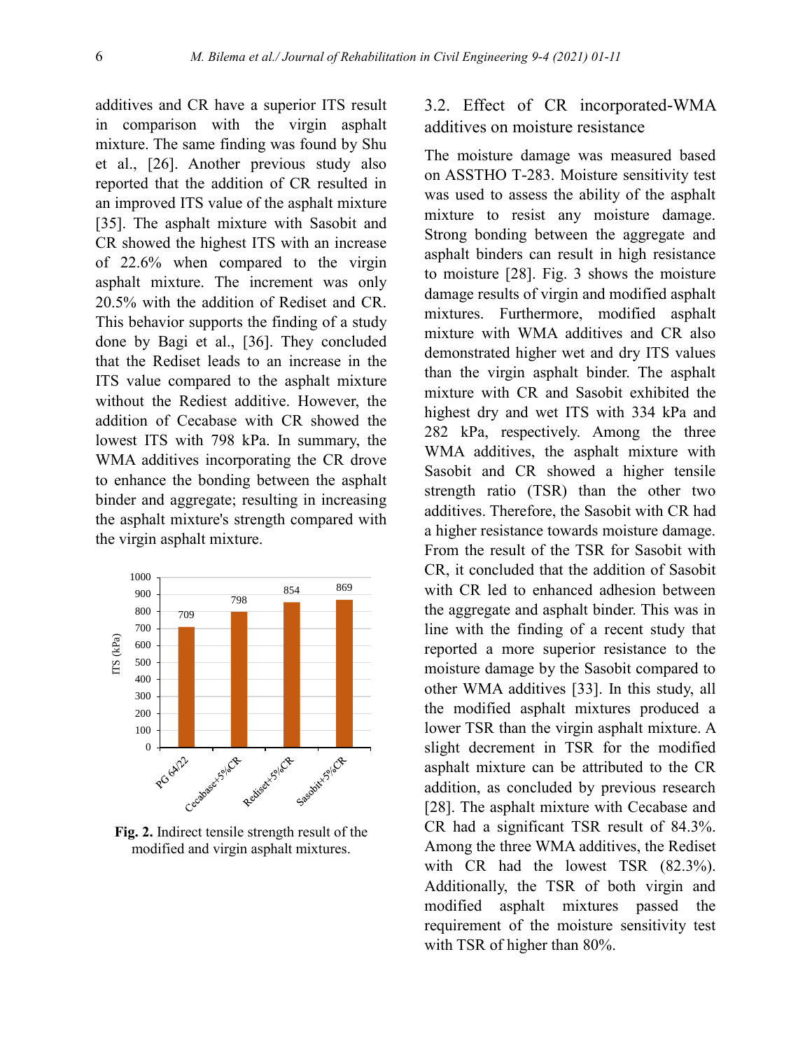additives and CR have a superior ITS result in comparison with the virgin asphalt mixture. The same finding was found by Shu et al., [26]. Another previous study also reported that the addition of CR resulted in an improved ITS value of the asphalt mixture [35]. The asphalt mixture with Sasobit and CR showed the highest ITS with an increase of 22.6% when compared to the virgin asphalt mixture. The increment was only 20.5% with the addition of Rediset and CR. This behavior supports the finding of a study done by Bagi et al., [36]. They concluded that the Rediset leads to an increase in the ITS value compared to the asphalt mixture without the Rediest additive. However, the addition of Cecabase with CR showed the lowest ITS with 798 kPa. In summary, the WMA additives incorporating the CR drove to enhance the bonding between the asphalt binder and aggregate; resulting in increasing the asphalt mixture's strength compared with the virgin asphalt mixture.

| Mixture | ITS (kPa) |
|---|---|
| PG 64/22 | 709 |
| Cecabase+5%CR | 798 |
| Rediset+5%CR | 854 |
| Sasobit+5%CR | 869 |

**Fig. 2.** Indirect tensile strength result of the modified and virgin asphalt mixtures.

## 3.2. Effect of CR incorporated-WMA additives on moisture resistance

The moisture damage was measured based on ASSTHO T-283. Moisture sensitivity test was used to assess the ability of the asphalt mixture to resist any moisture damage. Strong bonding between the aggregate and asphalt binders can result in high resistance to moisture [28]. Fig. 3 shows the moisture damage results of virgin and modified asphalt mixtures. Furthermore, modified asphalt mixture with WMA additives and CR also demonstrated higher wet and dry ITS values than the virgin asphalt binder. The asphalt mixture with CR and Sasobit exhibited the highest dry and wet ITS with 334 kPa and 282 kPa, respectively. Among the three WMA additives, the asphalt mixture with Sasobit and CR showed a higher tensile strength ratio (TSR) than the other two additives. Therefore, the Sasobit with CR had a higher resistance towards moisture damage. From the result of the TSR for Sasobit with CR, it concluded that the addition of Sasobit with CR led to enhanced adhesion between the aggregate and asphalt binder. This was in line with the finding of a recent study that reported a more superior resistance to the moisture damage by the Sasobit compared to other WMA additives [33]. In this study, all the modified asphalt mixtures produced a lower TSR than the virgin asphalt mixture. A slight decrement in TSR for the modified asphalt mixture can be attributed to the CR addition, as concluded by previous research [28]. The asphalt mixture with Cecabase and CR had a significant TSR result of 84.3%. Among the three WMA additives, the Rediset with CR had the lowest TSR (82.3%). Additionally, the TSR of both virgin and modified asphalt mixtures passed the requirement of the moisture sensitivity test with TSR of higher than 80%.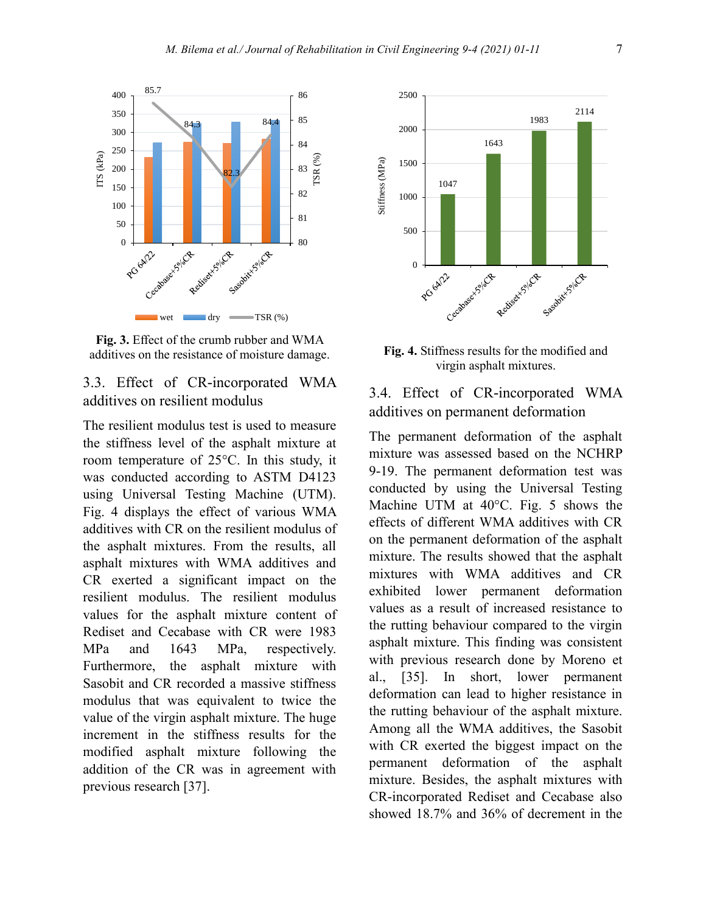**Fig. 3.** Effect of the crumb rubber and WMA additives on the resistance of moisture damage.

### 3.3. Effect of CR-incorporated WMA additives on resilient modulus

The resilient modulus test is used to measure the stiffness level of the asphalt mixture at room temperature of 25°C. In this study, it was conducted according to ASTM D4123 using Universal Testing Machine (UTM). Fig. 4 displays the effect of various WMA additives with CR on the resilient modulus of the asphalt mixtures. From the results, all asphalt mixtures with WMA additives and CR exerted a significant impact on the resilient modulus. The resilient modulus values for the asphalt mixture content of Rediset and Cecabase with CR were 1983 MPa and 1643 MPa, respectively. Furthermore, the asphalt mixture with Sasobit and CR recorded a massive stiffness modulus that was equivalent to twice the value of the virgin asphalt mixture. The huge increment in the stiffness results for the modified asphalt mixture following the addition of the CR was in agreement with previous research [37].

**Fig. 4.** Stiffness results for the modified and virgin asphalt mixtures.

### 3.4. Effect of CR-incorporated WMA additives on permanent deformation

The permanent deformation of the asphalt mixture was assessed based on the NCHRP 9-19. The permanent deformation test was conducted by using the Universal Testing Machine UTM at 40°C. Fig. 5 shows the effects of different WMA additives with CR on the permanent deformation of the asphalt mixture. The results showed that the asphalt mixtures with WMA additives and CR exhibited lower permanent deformation values as a result of increased resistance to the rutting behaviour compared to the virgin asphalt mixture. This finding was consistent with previous research done by Moreno et al., [35]. In short, lower permanent deformation can lead to higher resistance in the rutting behaviour of the asphalt mixture. Among all the WMA additives, the Sasobit with CR exerted the biggest impact on the permanent deformation of the asphalt mixture. Besides, the asphalt mixtures with CR-incorporated Rediset and Cecabase also showed 18.7% and 36% of decrement in the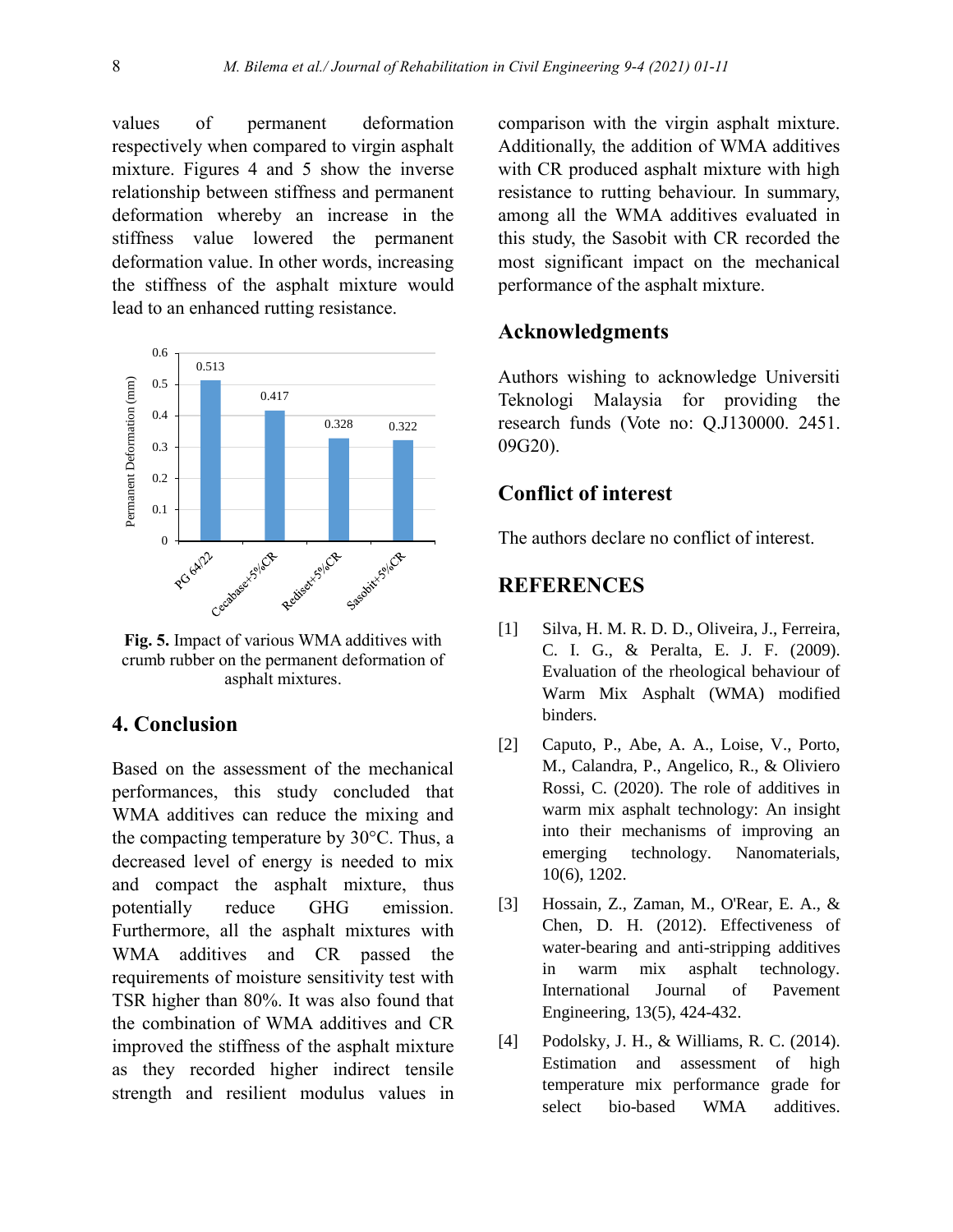values of permanent deformation respectively when compared to virgin asphalt mixture. Figures 4 and 5 show the inverse relationship between stiffness and permanent deformation whereby an increase in the stiffness value lowered the permanent deformation value. In other words, increasing the stiffness of the asphalt mixture would lead to an enhanced rutting resistance.

**Fig. 5.** Impact of various WMA additives with crumb rubber on the permanent deformation of asphalt mixtures.

## 4. Conclusion

Based on the assessment of the mechanical performances, this study concluded that WMA additives can reduce the mixing and the compacting temperature by 30°C. Thus, a decreased level of energy is needed to mix and compact the asphalt mixture, thus potentially reduce GHG emission. Furthermore, all the asphalt mixtures with WMA additives and CR passed the requirements of moisture sensitivity test with TSR higher than 80%. It was also found that the combination of WMA additives and CR improved the stiffness of the asphalt mixture as they recorded higher indirect tensile strength and resilient modulus values in comparison with the virgin asphalt mixture. Additionally, the addition of WMA additives with CR produced asphalt mixture with high resistance to rutting behaviour. In summary, among all the WMA additives evaluated in this study, the Sasobit with CR recorded the most significant impact on the mechanical performance of the asphalt mixture.

## Acknowledgments

Authors wishing to acknowledge Universiti Teknologi Malaysia for providing the research funds (Vote no: Q.J130000. 2451. 09G20).

## Conflict of interest

The authors declare no conflict of interest.

## REFERENCES

[1] Silva, H. M. R. D. D., Oliveira, J., Ferreira, C. I. G., & Peralta, E. J. F. (2009). Evaluation of the rheological behaviour of Warm Mix Asphalt (WMA) modified binders.

[2] Caputo, P., Abe, A. A., Loise, V., Porto, M., Calandra, P., Angelico, R., & Oliviero Rossi, C. (2020). The role of additives in warm mix asphalt technology: An insight into their mechanisms of improving an emerging technology. Nanomaterials, 10(6), 1202.

[3] Hossain, Z., Zaman, M., O'Rear, E. A., & Chen, D. H. (2012). Effectiveness of water-bearing and anti-stripping additives in warm mix asphalt technology. International Journal of Pavement Engineering, 13(5), 424-432.

[4] Podolsky, J. H., & Williams, R. C. (2014). Estimation and assessment of high temperature mix performance grade for select bio-based WMA additives.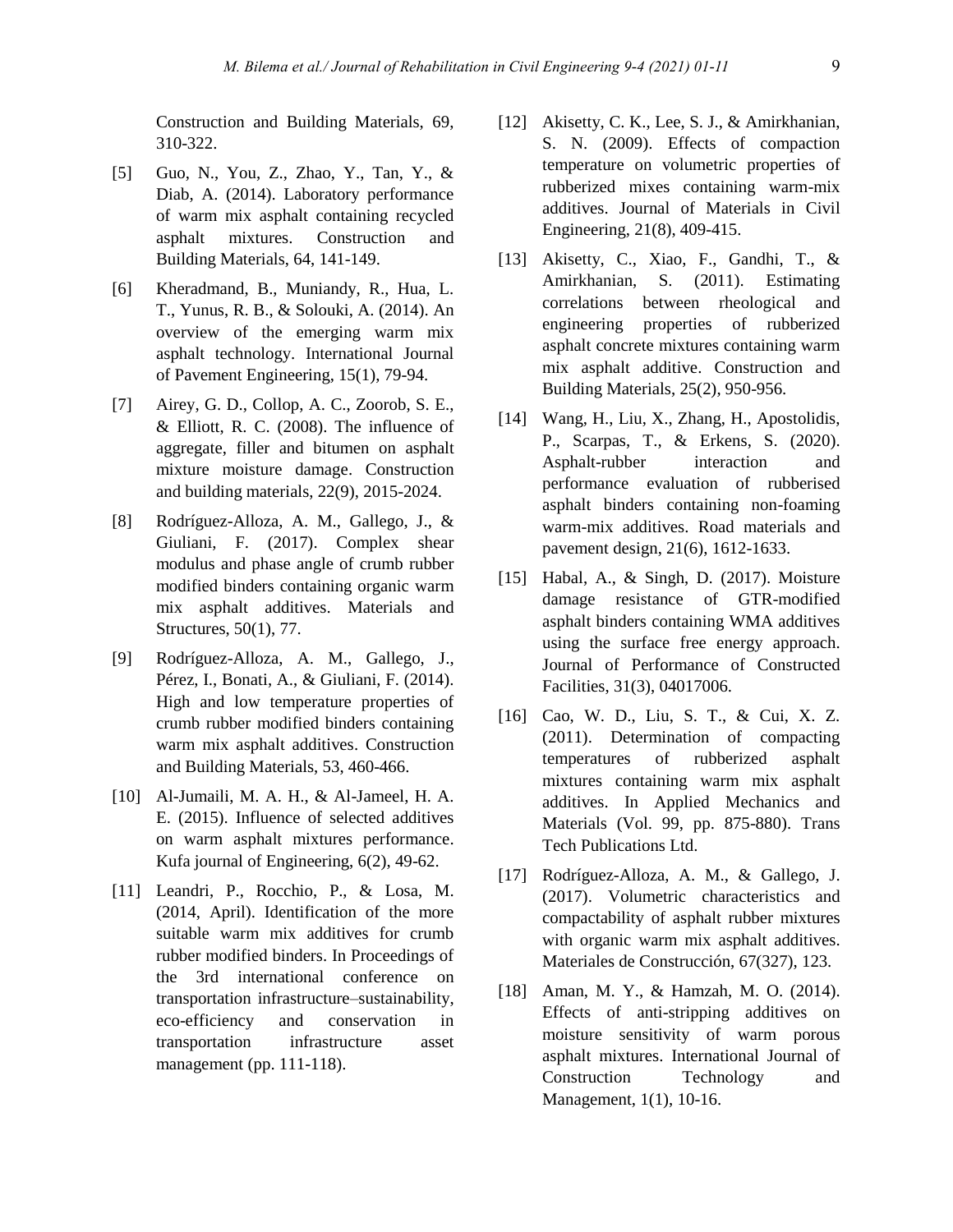Construction and Building Materials, 69, 310-322.

[5] Guo, N., You, Z., Zhao, Y., Tan, Y., & Diab, A. (2014). Laboratory performance of warm mix asphalt containing recycled asphalt mixtures. Construction and Building Materials, 64, 141-149.

[6] Kheradmand, B., Muniandy, R., Hua, L. T., Yunus, R. B., & Solouki, A. (2014). An overview of the emerging warm mix asphalt technology. International Journal of Pavement Engineering, 15(1), 79-94.

[7] Airey, G. D., Collop, A. C., Zoorob, S. E., & Elliott, R. C. (2008). The influence of aggregate, filler and bitumen on asphalt mixture moisture damage. Construction and building materials, 22(9), 2015-2024.

[8] Rodríguez-Alloza, A. M., Gallego, J., & Giuliani, F. (2017). Complex shear modulus and phase angle of crumb rubber modified binders containing organic warm mix asphalt additives. Materials and Structures, 50(1), 77.

[9] Rodríguez-Alloza, A. M., Gallego, J., Pérez, I., Bonati, A., & Giuliani, F. (2014). High and low temperature properties of crumb rubber modified binders containing warm mix asphalt additives. Construction and Building Materials, 53, 460-466.

[10] Al-Jumaili, M. A. H., & Al-Jameel, H. A. E. (2015). Influence of selected additives on warm asphalt mixtures performance. Kufa journal of Engineering, 6(2), 49-62.

[11] Leandri, P., Rocchio, P., & Losa, M. (2014, April). Identification of the more suitable warm mix additives for crumb rubber modified binders. In Proceedings of the 3rd international conference on transportation infrastructure–sustainability, eco-efficiency and conservation in transportation infrastructure asset management (pp. 111-118).

[12] Akisetty, C. K., Lee, S. J., & Amirkhanian, S. N. (2009). Effects of compaction temperature on volumetric properties of rubberized mixes containing warm-mix additives. Journal of Materials in Civil Engineering, 21(8), 409-415.

[13] Akisetty, C., Xiao, F., Gandhi, T., & Amirkhanian, S. (2011). Estimating correlations between rheological and engineering properties of rubberized asphalt concrete mixtures containing warm mix asphalt additive. Construction and Building Materials, 25(2), 950-956.

[14] Wang, H., Liu, X., Zhang, H., Apostolidis, P., Scarpas, T., & Erkens, S. (2020). Asphalt-rubber interaction and performance evaluation of rubberised asphalt binders containing non-foaming warm-mix additives. Road materials and pavement design, 21(6), 1612-1633.

[15] Habal, A., & Singh, D. (2017). Moisture damage resistance of GTR-modified asphalt binders containing WMA additives using the surface free energy approach. Journal of Performance of Constructed Facilities, 31(3), 04017006.

[16] Cao, W. D., Liu, S. T., & Cui, X. Z. (2011). Determination of compacting temperatures of rubberized asphalt mixtures containing warm mix asphalt additives. In Applied Mechanics and Materials (Vol. 99, pp. 875-880). Trans Tech Publications Ltd.

[17] Rodríguez-Alloza, A. M., & Gallego, J. (2017). Volumetric characteristics and compactability of asphalt rubber mixtures with organic warm mix asphalt additives. Materiales de Construcción, 67(327), 123.

[18] Aman, M. Y., & Hamzah, M. O. (2014). Effects of anti-stripping additives on moisture sensitivity of warm porous asphalt mixtures. International Journal of Construction Technology and Management, 1(1), 10-16.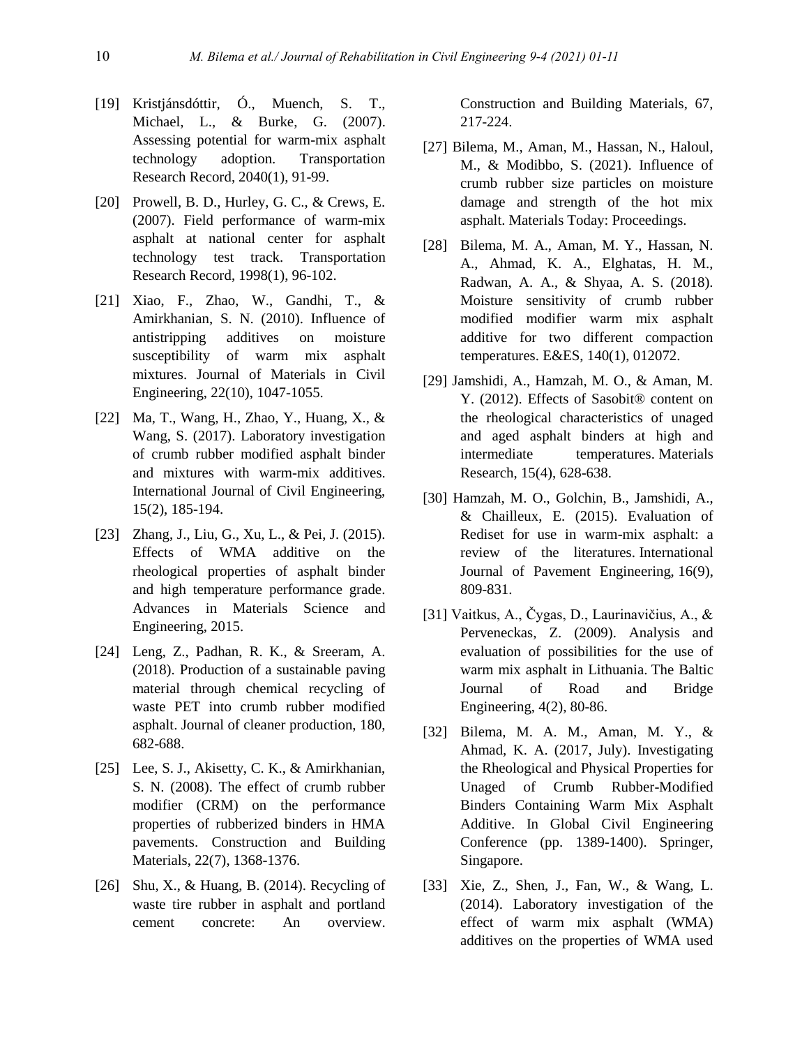[19] Kristjánsdóttir, Ó., Muench, S. T., Michael, L., & Burke, G. (2007). Assessing potential for warm-mix asphalt technology adoption. Transportation Research Record, 2040(1), 91-99.

[20] Prowell, B. D., Hurley, G. C., & Crews, E. (2007). Field performance of warm-mix asphalt at national center for asphalt technology test track. Transportation Research Record, 1998(1), 96-102.

[21] Xiao, F., Zhao, W., Gandhi, T., & Amirkhanian, S. N. (2010). Influence of antistripping additives on moisture susceptibility of warm mix asphalt mixtures. Journal of Materials in Civil Engineering, 22(10), 1047-1055.

[22] Ma, T., Wang, H., Zhao, Y., Huang, X., & Wang, S. (2017). Laboratory investigation of crumb rubber modified asphalt binder and mixtures with warm-mix additives. International Journal of Civil Engineering, 15(2), 185-194.

[23] Zhang, J., Liu, G., Xu, L., & Pei, J. (2015). Effects of WMA additive on the rheological properties of asphalt binder and high temperature performance grade. Advances in Materials Science and Engineering, 2015.

[24] Leng, Z., Padhan, R. K., & Sreeram, A. (2018). Production of a sustainable paving material through chemical recycling of waste PET into crumb rubber modified asphalt. Journal of cleaner production, 180, 682-688.

[25] Lee, S. J., Akisetty, C. K., & Amirkhanian, S. N. (2008). The effect of crumb rubber modifier (CRM) on the performance properties of rubberized binders in HMA pavements. Construction and Building Materials, 22(7), 1368-1376.

[26] Shu, X., & Huang, B. (2014). Recycling of waste tire rubber in asphalt and portland cement concrete: An overview. Construction and Building Materials, 67, 217-224.

[27] Bilema, M., Aman, M., Hassan, N., Haloul, M., & Modibbo, S. (2021). Influence of crumb rubber size particles on moisture damage and strength of the hot mix asphalt. Materials Today: Proceedings.

[28] Bilema, M. A., Aman, M. Y., Hassan, N. A., Ahmad, K. A., Elghatas, H. M., Radwan, A. A., & Shyaa, A. S. (2018). Moisture sensitivity of crumb rubber modified modifier warm mix asphalt additive for two different compaction temperatures. E&ES, 140(1), 012072.

[29] Jamshidi, A., Hamzah, M. O., & Aman, M. Y. (2012). Effects of Sasobit® content on the rheological characteristics of unaged and aged asphalt binders at high and intermediate temperatures. Materials Research, 15(4), 628-638.

[30] Hamzah, M. O., Golchin, B., Jamshidi, A., & Chailleux, E. (2015). Evaluation of Rediset for use in warm-mix asphalt: a review of the literatures. International Journal of Pavement Engineering, 16(9), 809-831.

[31] Vaitkus, A., Čygas, D., Laurinavičius, A., & Perveneckas, Z. (2009). Analysis and evaluation of possibilities for the use of warm mix asphalt in Lithuania. The Baltic Journal of Road and Bridge Engineering, 4(2), 80-86.

[32] Bilema, M. A. M., Aman, M. Y., & Ahmad, K. A. (2017, July). Investigating the Rheological and Physical Properties for Unaged of Crumb Rubber-Modified Binders Containing Warm Mix Asphalt Additive. In Global Civil Engineering Conference (pp. 1389-1400). Springer, Singapore.

[33] Xie, Z., Shen, J., Fan, W., & Wang, L. (2014). Laboratory investigation of the effect of warm mix asphalt (WMA) additives on the properties of WMA used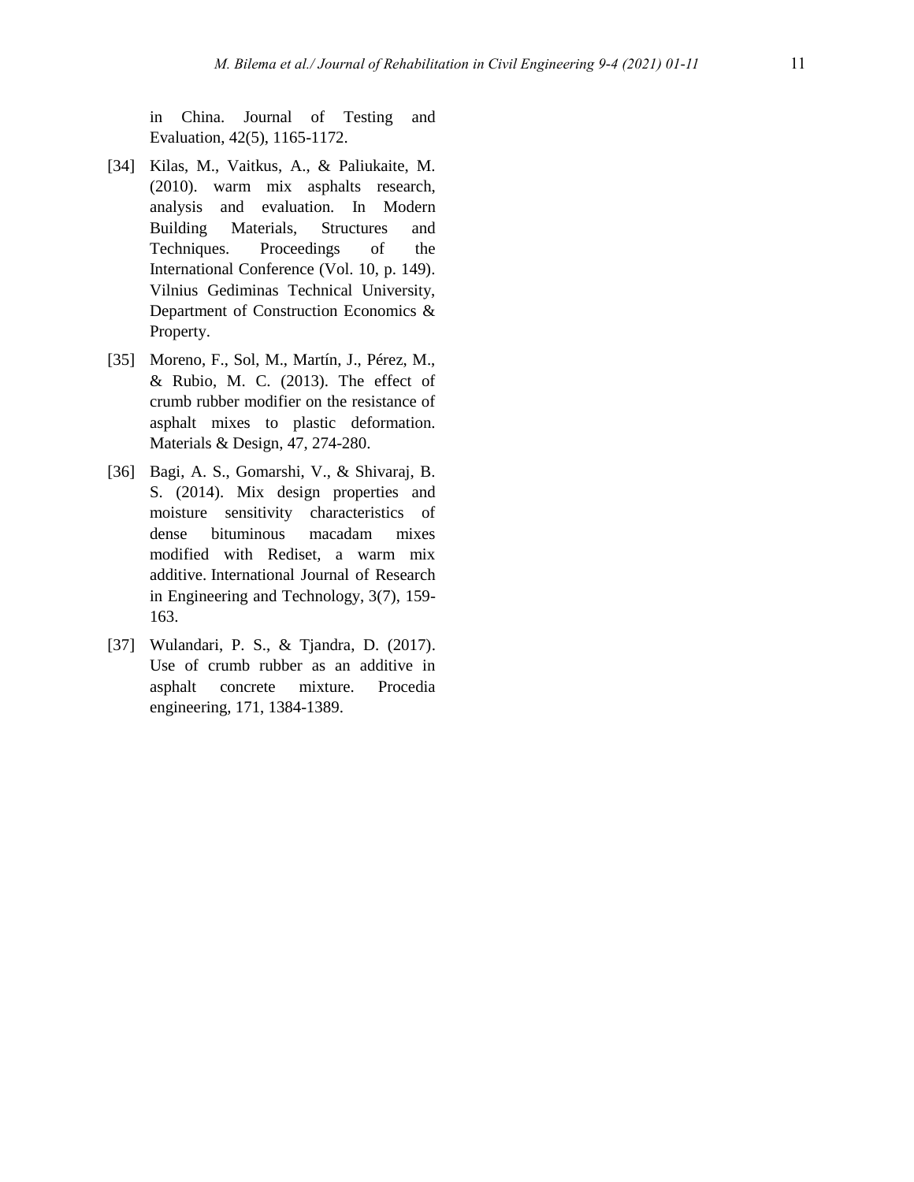in China. Journal of Testing and Evaluation, 42(5), 1165-1172.

[34] Kilas, M., Vaitkus, A., & Paliukaite, M. (2010). warm mix asphalts research, analysis and evaluation. In Modern Building Materials, Structures and Techniques. Proceedings of the International Conference (Vol. 10, p. 149). Vilnius Gediminas Technical University, Department of Construction Economics & Property.

[35] Moreno, F., Sol, M., Martín, J., Pérez, M., & Rubio, M. C. (2013). The effect of crumb rubber modifier on the resistance of asphalt mixes to plastic deformation. Materials & Design, 47, 274-280.

[36] Bagi, A. S., Gomarshi, V., & Shivaraj, B. S. (2014). Mix design properties and moisture sensitivity characteristics of dense bituminous macadam mixes modified with Rediset, a warm mix additive. International Journal of Research in Engineering and Technology, 3(7), 159-163.

[37] Wulandari, P. S., & Tjandra, D. (2017). Use of crumb rubber as an additive in asphalt concrete mixture. Procedia engineering, 171, 1384-1389.